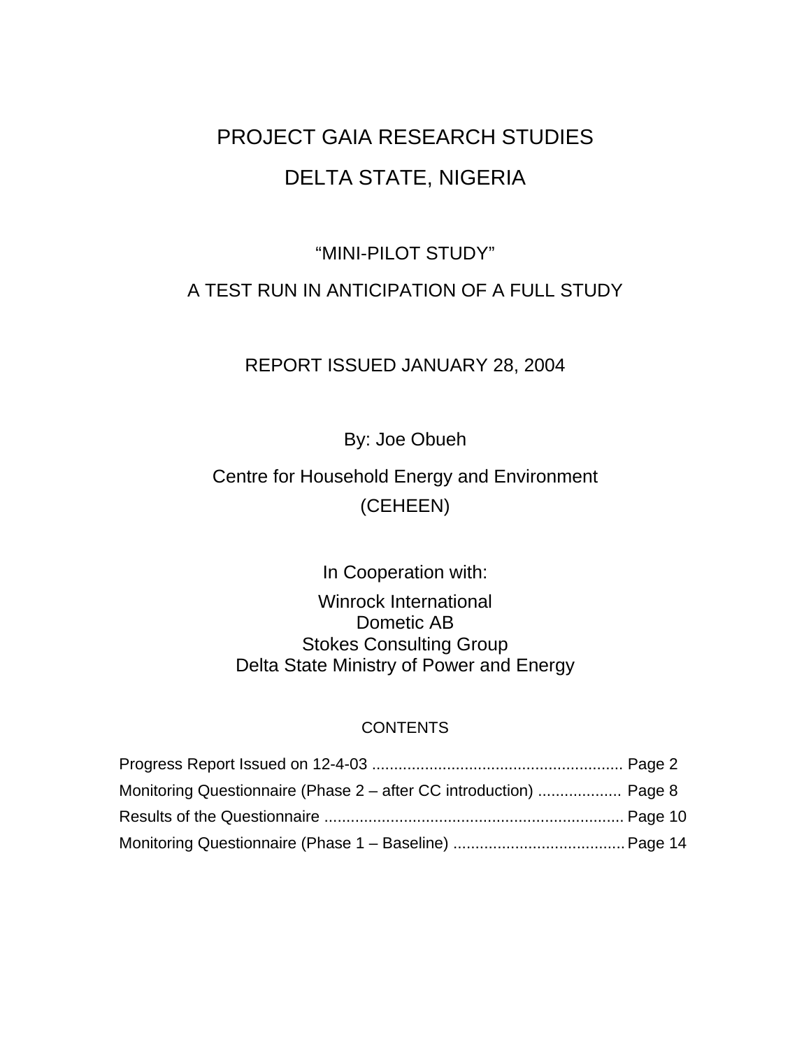# PROJECT GAIA RESEARCH STUDIES

# DELTA STATE, NIGERIA

## "MINI-PILOT STUDY"

## A TEST RUN IN ANTICIPATION OF A FULL STUDY

REPORT ISSUED JANUARY 28, 2004

By: Joe Obueh

Centre for Household Energy and Environment (CEHEEN)

In Cooperation with:

Winrock International
Dometic AB
Stokes Consulting Group
Delta State Ministry of Power and Energy

## CONTENTS

Progress Report Issued on 12-4-03 ......................................................... Page 2

Monitoring Questionnaire (Phase 2 – after CC introduction) .................. Page 8

Results of the Questionnaire .................................................................... Page 10

Monitoring Questionnaire (Phase 1 – Baseline) ....................................... Page 14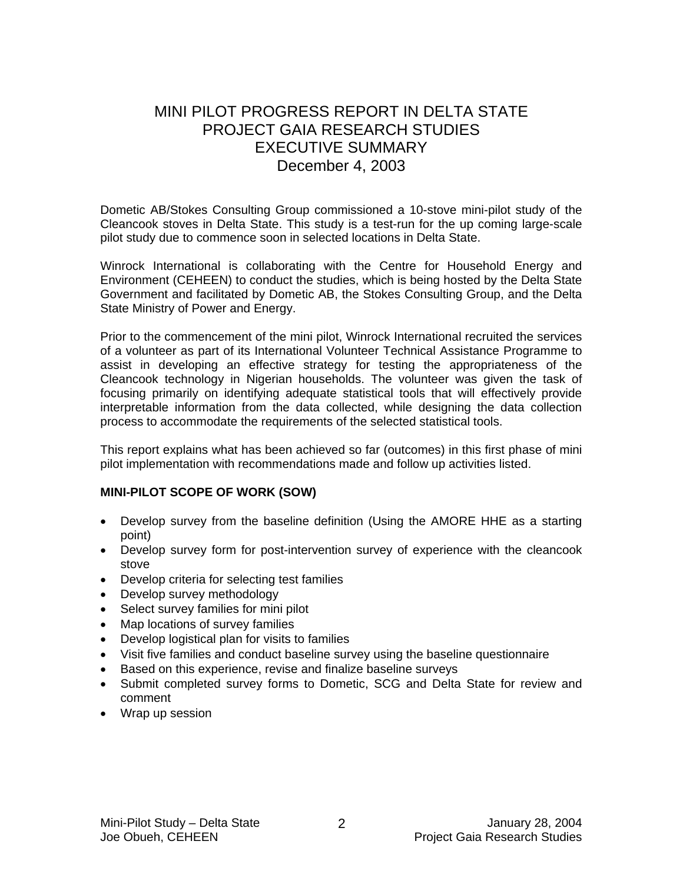# MINI PILOT PROGRESS REPORT IN DELTA STATE
# PROJECT GAIA RESEARCH STUDIES
# EXECUTIVE SUMMARY
# December 4, 2003

Dometic AB/Stokes Consulting Group commissioned a 10-stove mini-pilot study of the Cleancook stoves in Delta State. This study is a test-run for the up coming large-scale pilot study due to commence soon in selected locations in Delta State.

Winrock International is collaborating with the Centre for Household Energy and Environment (CEHEEN) to conduct the studies, which is being hosted by the Delta State Government and facilitated by Dometic AB, the Stokes Consulting Group, and the Delta State Ministry of Power and Energy.

Prior to the commencement of the mini pilot, Winrock International recruited the services of a volunteer as part of its International Volunteer Technical Assistance Programme to assist in developing an effective strategy for testing the appropriateness of the Cleancook technology in Nigerian households. The volunteer was given the task of focusing primarily on identifying adequate statistical tools that will effectively provide interpretable information from the data collected, while designing the data collection process to accommodate the requirements of the selected statistical tools.

This report explains what has been achieved so far (outcomes) in this first phase of mini pilot implementation with recommendations made and follow up activities listed.

**MINI-PILOT SCOPE OF WORK (SOW)**

- Develop survey from the baseline definition (Using the AMORE HHE as a starting point)
- Develop survey form for post-intervention survey of experience with the cleancook stove
- Develop criteria for selecting test families
- Develop survey methodology
- Select survey families for mini pilot
- Map locations of survey families
- Develop logistical plan for visits to families
- Visit five families and conduct baseline survey using the baseline questionnaire
- Based on this experience, revise and finalize baseline surveys
- Submit completed survey forms to Dometic, SCG and Delta State for review and comment
- Wrap up session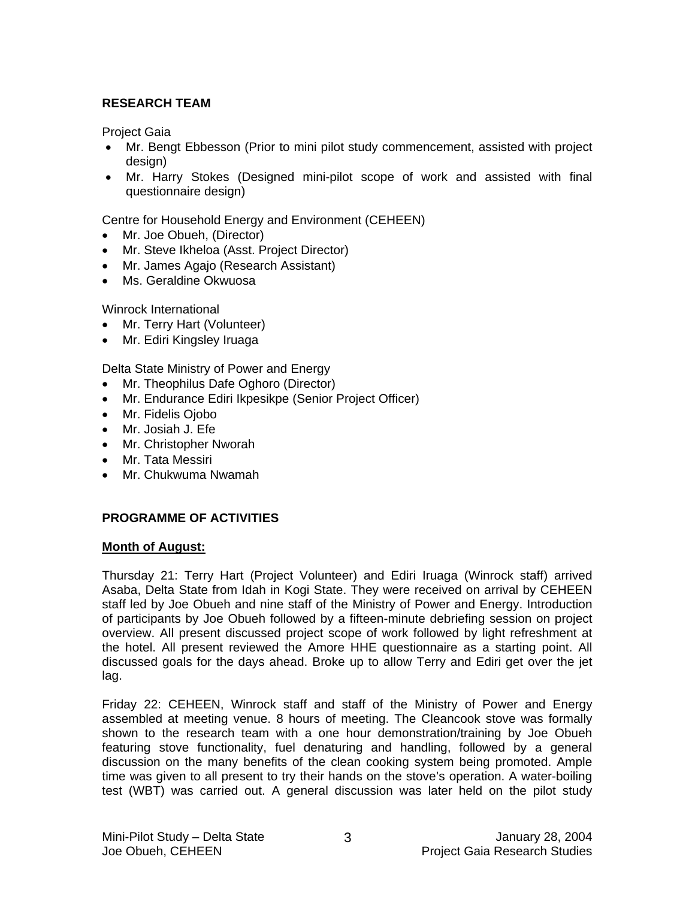## RESEARCH TEAM

Project Gaia

- Mr. Bengt Ebbesson (Prior to mini pilot study commencement, assisted with project design)
- Mr. Harry Stokes (Designed mini-pilot scope of work and assisted with final questionnaire design)

Centre for Household Energy and Environment (CEHEEN)

- Mr. Joe Obueh, (Director)
- Mr. Steve Ikheloa (Asst. Project Director)
- Mr. James Agajo (Research Assistant)
- Ms. Geraldine Okwuosa

Winrock International

- Mr. Terry Hart (Volunteer)
- Mr. Ediri Kingsley Iruaga

Delta State Ministry of Power and Energy

- Mr. Theophilus Dafe Oghoro (Director)
- Mr. Endurance Ediri Ikpesikpe (Senior Project Officer)
- Mr. Fidelis Ojobo
- Mr. Josiah J. Efe
- Mr. Christopher Nworah
- Mr. Tata Messiri
- Mr. Chukwuma Nwamah

## PROGRAMME OF ACTIVITIES

**Month of August:**

Thursday 21: Terry Hart (Project Volunteer) and Ediri Iruaga (Winrock staff) arrived Asaba, Delta State from Idah in Kogi State. They were received on arrival by CEHEEN staff led by Joe Obueh and nine staff of the Ministry of Power and Energy. Introduction of participants by Joe Obueh followed by a fifteen-minute debriefing session on project overview. All present discussed project scope of work followed by light refreshment at the hotel. All present reviewed the Amore HHE questionnaire as a starting point. All discussed goals for the days ahead. Broke up to allow Terry and Ediri get over the jet lag.

Friday 22: CEHEEN, Winrock staff and staff of the Ministry of Power and Energy assembled at meeting venue. 8 hours of meeting. The Cleancook stove was formally shown to the research team with a one hour demonstration/training by Joe Obueh featuring stove functionality, fuel denaturing and handling, followed by a general discussion on the many benefits of the clean cooking system being promoted. Ample time was given to all present to try their hands on the stove's operation. A water-boiling test (WBT) was carried out. A general discussion was later held on the pilot study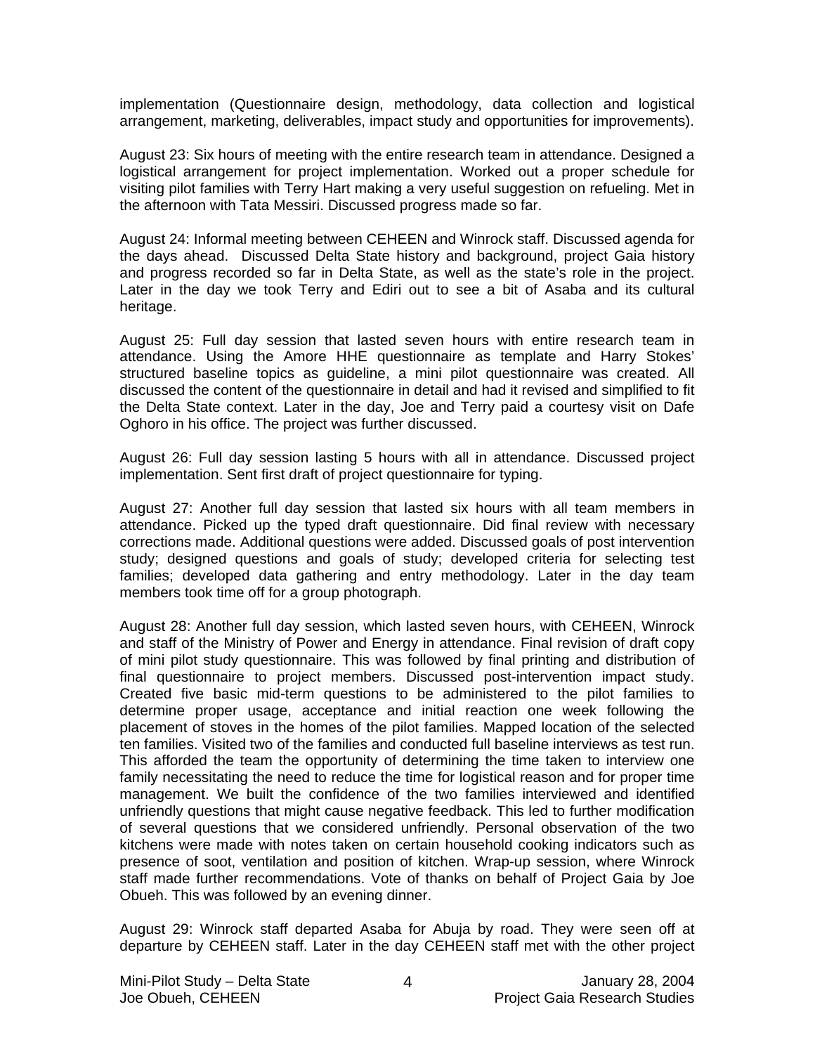implementation (Questionnaire design, methodology, data collection and logistical arrangement, marketing, deliverables, impact study and opportunities for improvements).

August 23: Six hours of meeting with the entire research team in attendance. Designed a logistical arrangement for project implementation. Worked out a proper schedule for visiting pilot families with Terry Hart making a very useful suggestion on refueling. Met in the afternoon with Tata Messiri. Discussed progress made so far.

August 24: Informal meeting between CEHEEN and Winrock staff. Discussed agenda for the days ahead. Discussed Delta State history and background, project Gaia history and progress recorded so far in Delta State, as well as the state's role in the project. Later in the day we took Terry and Ediri out to see a bit of Asaba and its cultural heritage.

August 25: Full day session that lasted seven hours with entire research team in attendance. Using the Amore HHE questionnaire as template and Harry Stokes' structured baseline topics as guideline, a mini pilot questionnaire was created. All discussed the content of the questionnaire in detail and had it revised and simplified to fit the Delta State context. Later in the day, Joe and Terry paid a courtesy visit on Dafe Oghoro in his office. The project was further discussed.

August 26: Full day session lasting 5 hours with all in attendance. Discussed project implementation. Sent first draft of project questionnaire for typing.

August 27: Another full day session that lasted six hours with all team members in attendance. Picked up the typed draft questionnaire. Did final review with necessary corrections made. Additional questions were added. Discussed goals of post intervention study; designed questions and goals of study; developed criteria for selecting test families; developed data gathering and entry methodology. Later in the day team members took time off for a group photograph.

August 28: Another full day session, which lasted seven hours, with CEHEEN, Winrock and staff of the Ministry of Power and Energy in attendance. Final revision of draft copy of mini pilot study questionnaire. This was followed by final printing and distribution of final questionnaire to project members. Discussed post-intervention impact study. Created five basic mid-term questions to be administered to the pilot families to determine proper usage, acceptance and initial reaction one week following the placement of stoves in the homes of the pilot families. Mapped location of the selected ten families. Visited two of the families and conducted full baseline interviews as test run. This afforded the team the opportunity of determining the time taken to interview one family necessitating the need to reduce the time for logistical reason and for proper time management. We built the confidence of the two families interviewed and identified unfriendly questions that might cause negative feedback. This led to further modification of several questions that we considered unfriendly. Personal observation of the two kitchens were made with notes taken on certain household cooking indicators such as presence of soot, ventilation and position of kitchen. Wrap-up session, where Winrock staff made further recommendations. Vote of thanks on behalf of Project Gaia by Joe Obueh. This was followed by an evening dinner.

August 29: Winrock staff departed Asaba for Abuja by road. They were seen off at departure by CEHEEN staff. Later in the day CEHEEN staff met with the other project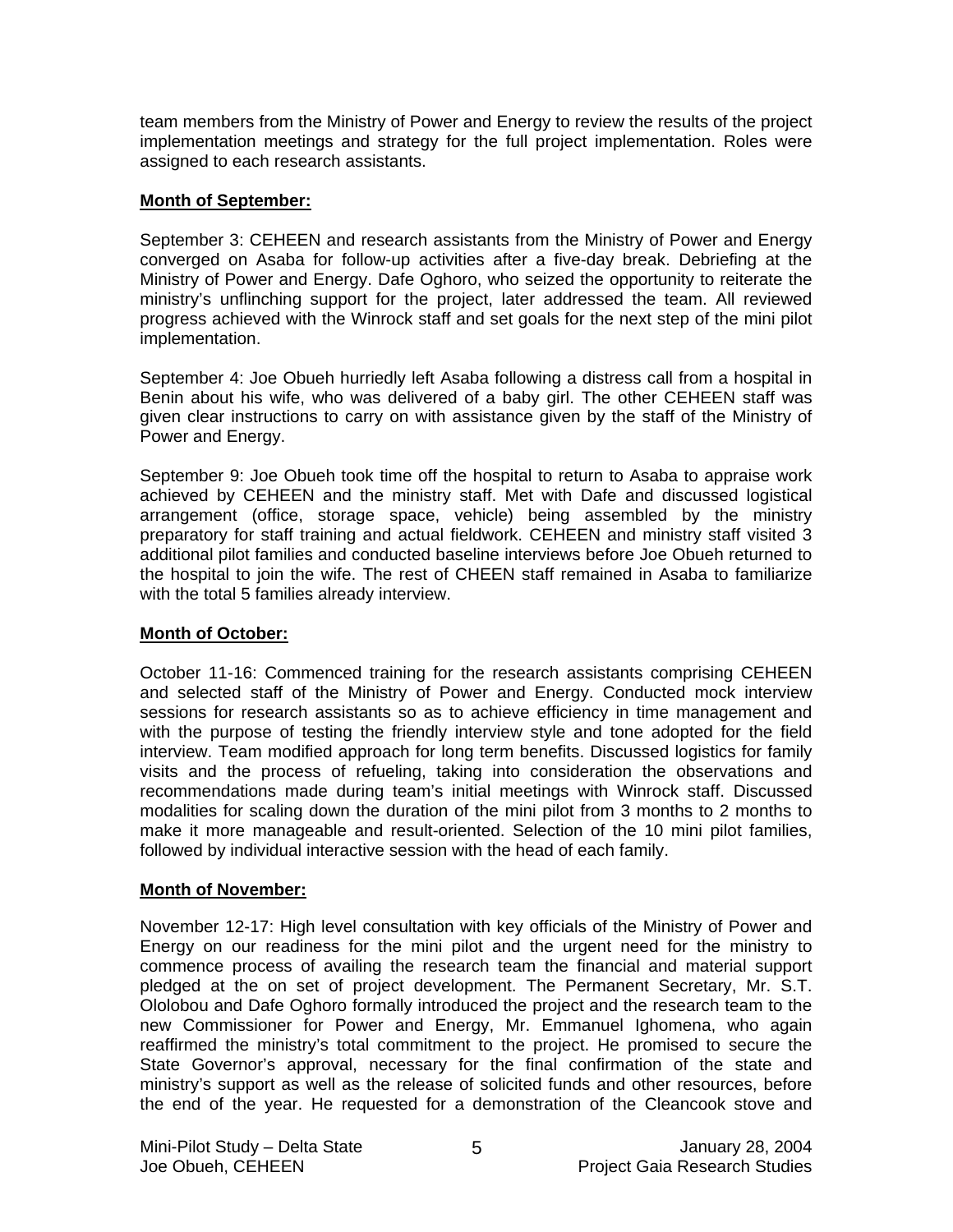team members from the Ministry of Power and Energy to review the results of the project implementation meetings and strategy for the full project implementation. Roles were assigned to each research assistants.

**Month of September:**

September 3: CEHEEN and research assistants from the Ministry of Power and Energy converged on Asaba for follow-up activities after a five-day break. Debriefing at the Ministry of Power and Energy. Dafe Oghoro, who seized the opportunity to reiterate the ministry's unflinching support for the project, later addressed the team. All reviewed progress achieved with the Winrock staff and set goals for the next step of the mini pilot implementation.

September 4: Joe Obueh hurriedly left Asaba following a distress call from a hospital in Benin about his wife, who was delivered of a baby girl. The other CEHEEN staff was given clear instructions to carry on with assistance given by the staff of the Ministry of Power and Energy.

September 9: Joe Obueh took time off the hospital to return to Asaba to appraise work achieved by CEHEEN and the ministry staff. Met with Dafe and discussed logistical arrangement (office, storage space, vehicle) being assembled by the ministry preparatory for staff training and actual fieldwork. CEHEEN and ministry staff visited 3 additional pilot families and conducted baseline interviews before Joe Obueh returned to the hospital to join the wife. The rest of CHEEN staff remained in Asaba to familiarize with the total 5 families already interview.

**Month of October:**

October 11-16: Commenced training for the research assistants comprising CEHEEN and selected staff of the Ministry of Power and Energy. Conducted mock interview sessions for research assistants so as to achieve efficiency in time management and with the purpose of testing the friendly interview style and tone adopted for the field interview. Team modified approach for long term benefits. Discussed logistics for family visits and the process of refueling, taking into consideration the observations and recommendations made during team's initial meetings with Winrock staff. Discussed modalities for scaling down the duration of the mini pilot from 3 months to 2 months to make it more manageable and result-oriented. Selection of the 10 mini pilot families, followed by individual interactive session with the head of each family.

**Month of November:**

November 12-17: High level consultation with key officials of the Ministry of Power and Energy on our readiness for the mini pilot and the urgent need for the ministry to commence process of availing the research team the financial and material support pledged at the on set of project development. The Permanent Secretary, Mr. S.T. Ololobou and Dafe Oghoro formally introduced the project and the research team to the new Commissioner for Power and Energy, Mr. Emmanuel Ighomena, who again reaffirmed the ministry's total commitment to the project. He promised to secure the State Governor's approval, necessary for the final confirmation of the state and ministry's support as well as the release of solicited funds and other resources, before the end of the year. He requested for a demonstration of the Cleancook stove and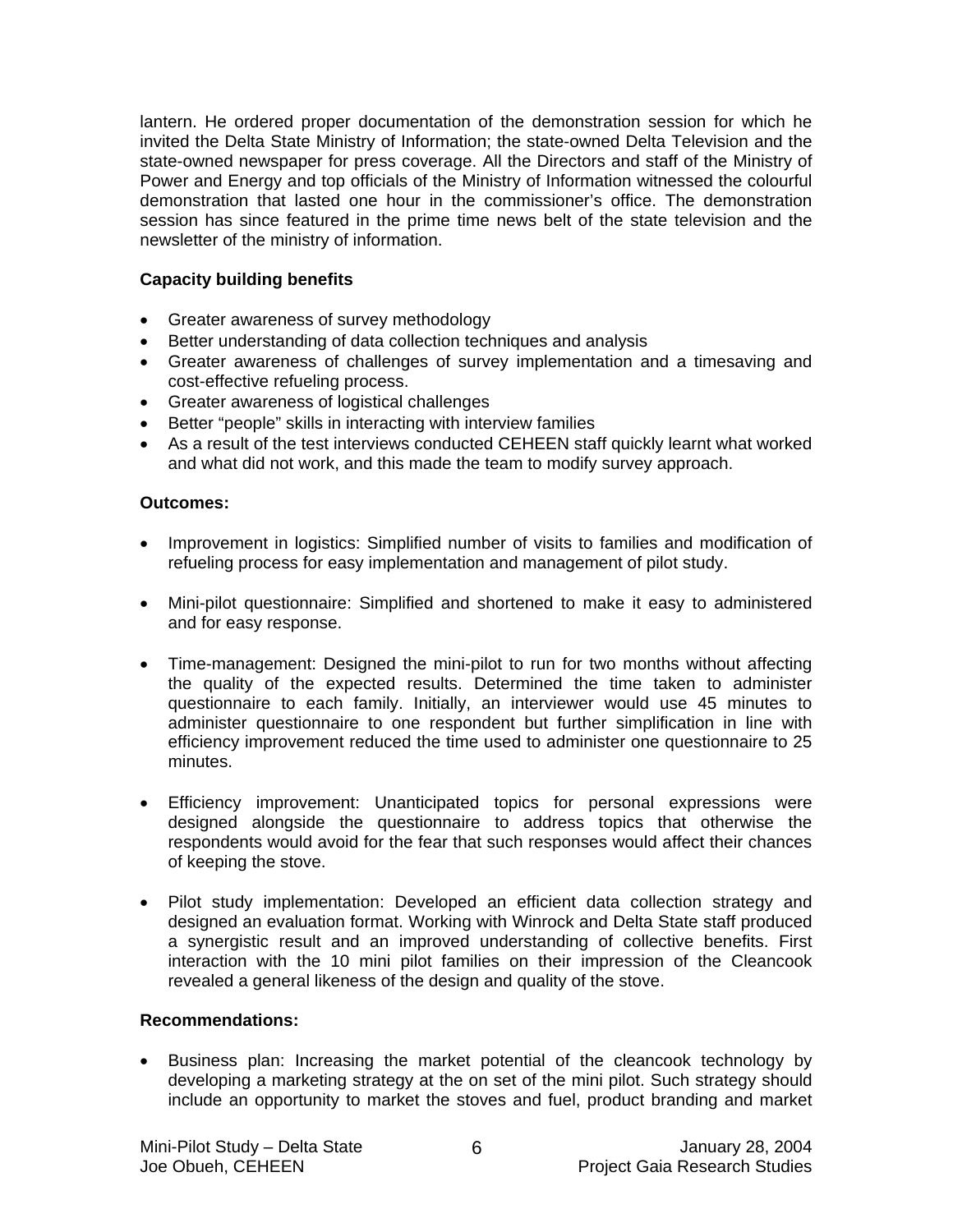lantern. He ordered proper documentation of the demonstration session for which he invited the Delta State Ministry of Information; the state-owned Delta Television and the state-owned newspaper for press coverage. All the Directors and staff of the Ministry of Power and Energy and top officials of the Ministry of Information witnessed the colourful demonstration that lasted one hour in the commissioner's office. The demonstration session has since featured in the prime time news belt of the state television and the newsletter of the ministry of information.

**Capacity building benefits**

- Greater awareness of survey methodology
- Better understanding of data collection techniques and analysis
- Greater awareness of challenges of survey implementation and a timesaving and cost-effective refueling process.
- Greater awareness of logistical challenges
- Better "people" skills in interacting with interview families
- As a result of the test interviews conducted CEHEEN staff quickly learnt what worked and what did not work, and this made the team to modify survey approach.

**Outcomes:**

- Improvement in logistics: Simplified number of visits to families and modification of refueling process for easy implementation and management of pilot study.

- Mini-pilot questionnaire: Simplified and shortened to make it easy to administered and for easy response.

- Time-management: Designed the mini-pilot to run for two months without affecting the quality of the expected results. Determined the time taken to administer questionnaire to each family. Initially, an interviewer would use 45 minutes to administer questionnaire to one respondent but further simplification in line with efficiency improvement reduced the time used to administer one questionnaire to 25 minutes.

- Efficiency improvement: Unanticipated topics for personal expressions were designed alongside the questionnaire to address topics that otherwise the respondents would avoid for the fear that such responses would affect their chances of keeping the stove.

- Pilot study implementation: Developed an efficient data collection strategy and designed an evaluation format. Working with Winrock and Delta State staff produced a synergistic result and an improved understanding of collective benefits. First interaction with the 10 mini pilot families on their impression of the Cleancook revealed a general likeness of the design and quality of the stove.

**Recommendations:**

- Business plan: Increasing the market potential of the cleancook technology by developing a marketing strategy at the on set of the mini pilot. Such strategy should include an opportunity to market the stoves and fuel, product branding and market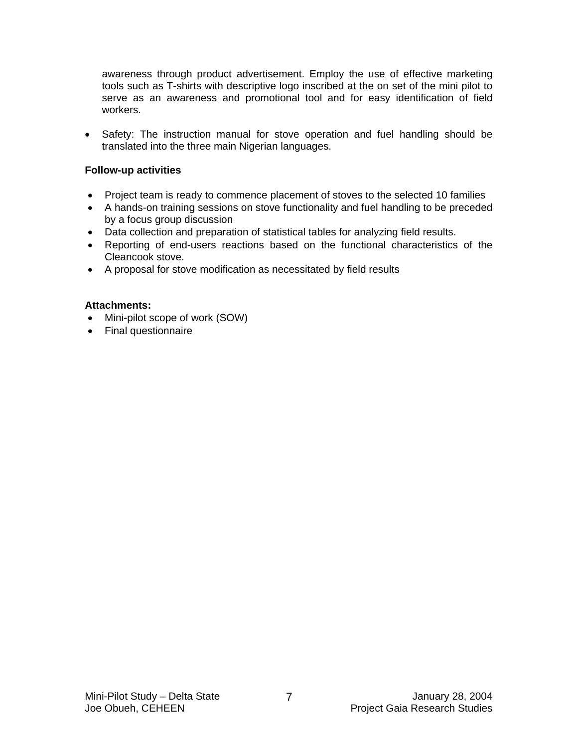awareness through product advertisement. Employ the use of effective marketing tools such as T-shirts with descriptive logo inscribed at the on set of the mini pilot to serve as an awareness and promotional tool and for easy identification of field workers.

- Safety: The instruction manual for stove operation and fuel handling should be translated into the three main Nigerian languages.

**Follow-up activities**

- Project team is ready to commence placement of stoves to the selected 10 families
- A hands-on training sessions on stove functionality and fuel handling to be preceded by a focus group discussion
- Data collection and preparation of statistical tables for analyzing field results.
- Reporting of end-users reactions based on the functional characteristics of the Cleancook stove.
- A proposal for stove modification as necessitated by field results

**Attachments:**

- Mini-pilot scope of work (SOW)
- Final questionnaire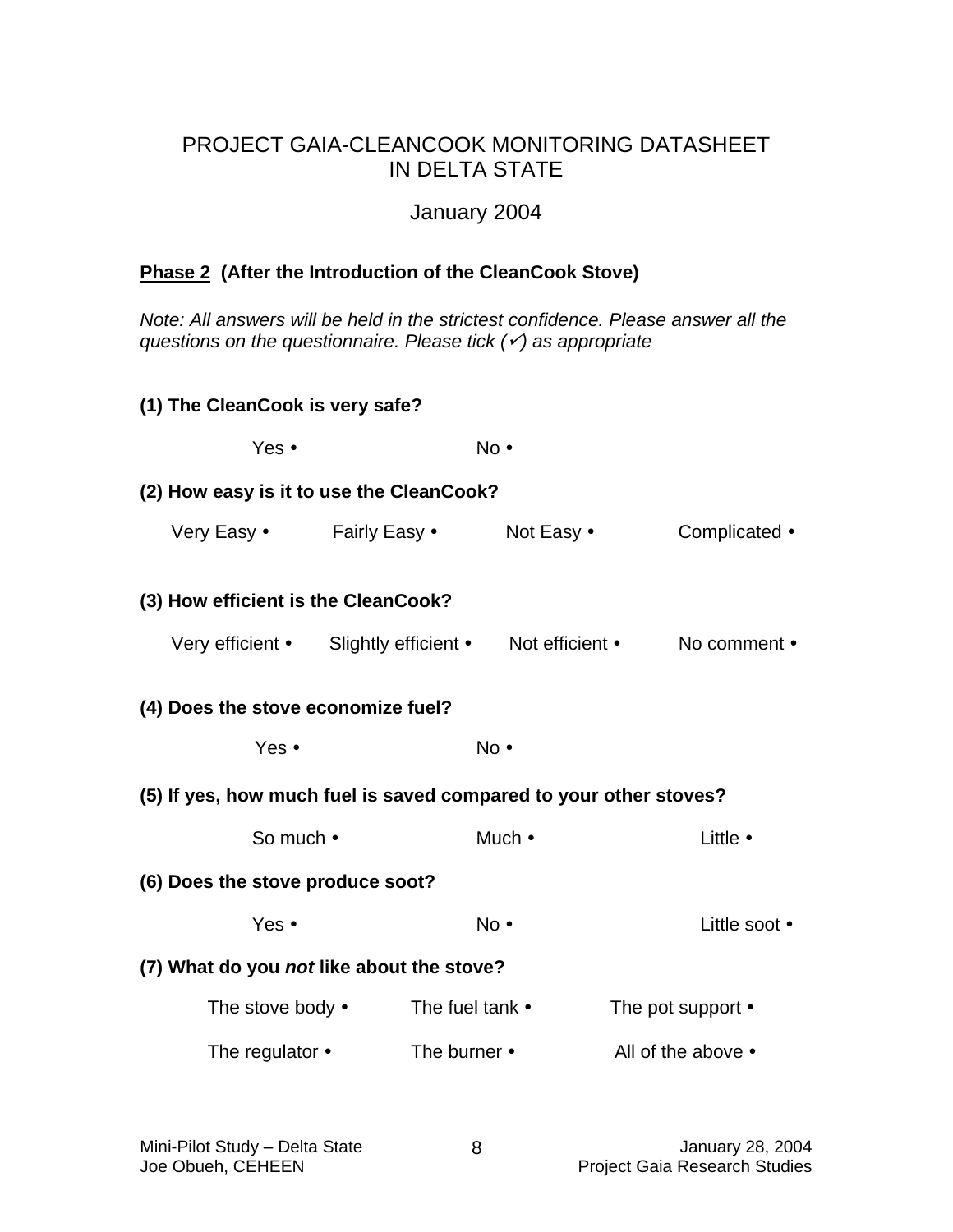# PROJECT GAIA-CLEANCOOK MONITORING DATASHEET IN DELTA STATE

January 2004

**<u>Phase 2</u> (After the Introduction of the CleanCook Stove)**

*Note: All answers will be held in the strictest confidence. Please answer all the questions on the questionnaire. Please tick (✓) as appropriate*

**(1) The CleanCook is very safe?**

Yes • No •

**(2) How easy is it to use the CleanCook?**

Very Easy • Fairly Easy • Not Easy • Complicated •

**(3) How efficient is the CleanCook?**

Very efficient • Slightly efficient • Not efficient • No comment •

**(4) Does the stove economize fuel?**

Yes • No •

**(5) If yes, how much fuel is saved compared to your other stoves?**

So much • Much • Little •

**(6) Does the stove produce soot?**

Yes • No • Little soot •

**(7) What do you *not* like about the stove?**

The stove body • The fuel tank • The pot support •

The regulator • The burner • All of the above •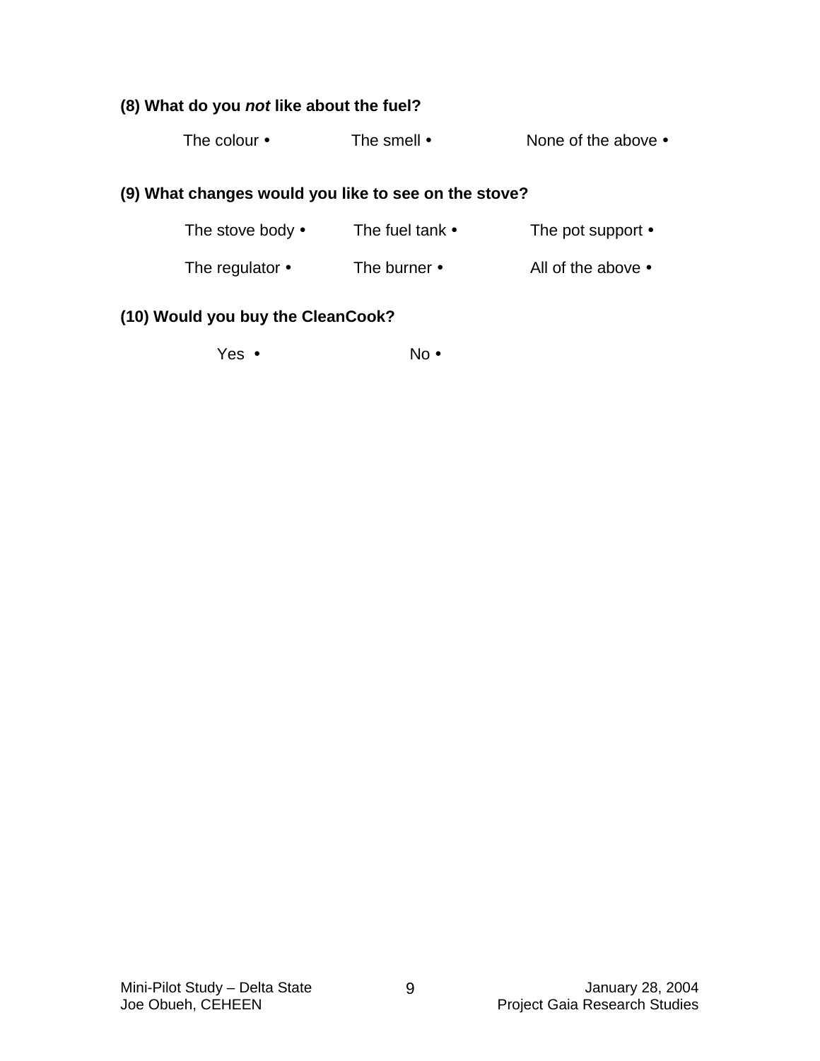**(8) What do you *not* like about the fuel?**

The colour •     The smell •     None of the above •

**(9) What changes would you like to see on the stove?**

The stove body •     The fuel tank •     The pot support •

The regulator •     The burner •     All of the above •

**(10) Would you buy the CleanCook?**

Yes •     No •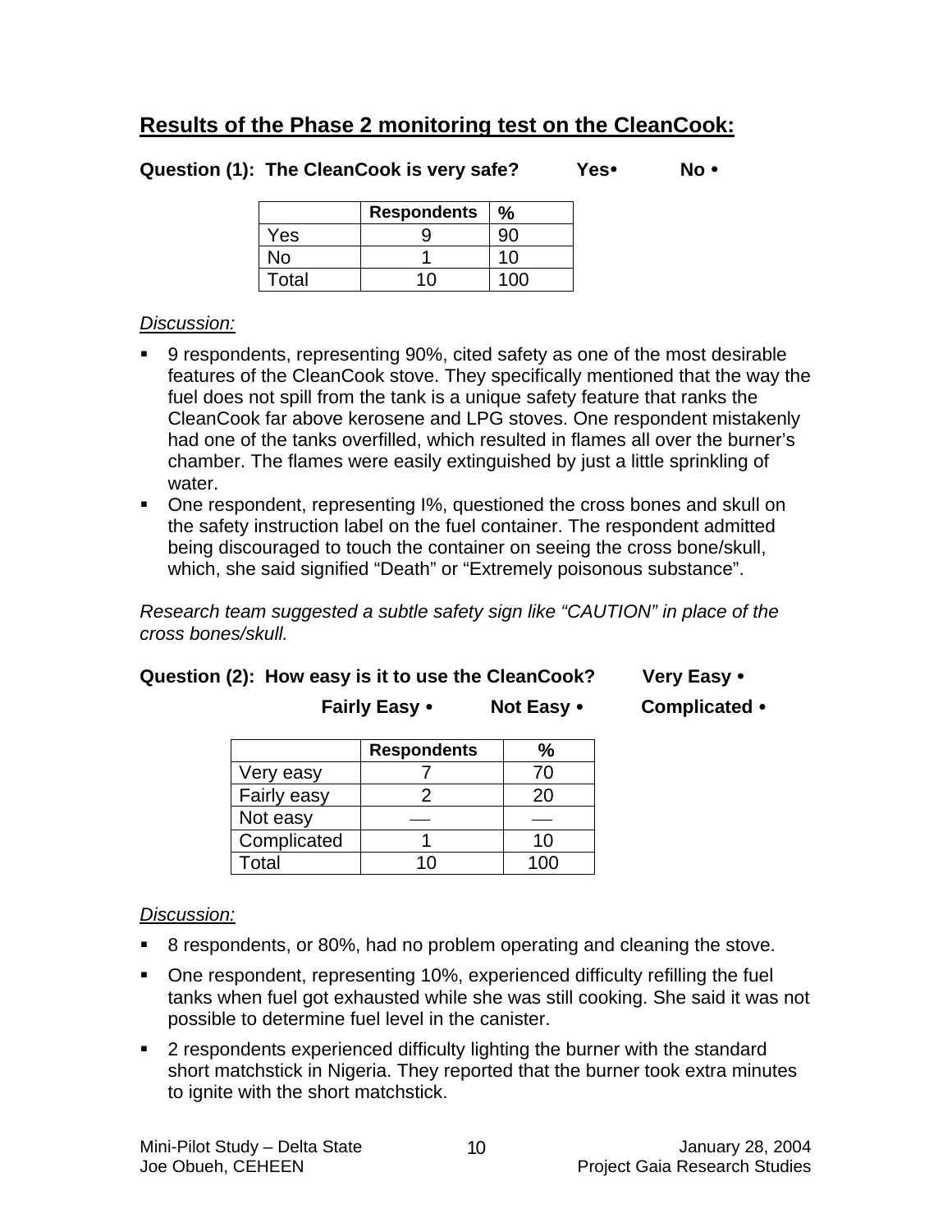## Results of the Phase 2 monitoring test on the CleanCook:

**Question (1): The CleanCook is very safe? Yes• No •**

| | Respondents | % |
|---|---|---|
| Yes | 9 | 90 |
| No | 1 | 10 |
| Total | 10 | 100 |

*Discussion:*

- 9 respondents, representing 90%, cited safety as one of the most desirable features of the CleanCook stove. They specifically mentioned that the way the fuel does not spill from the tank is a unique safety feature that ranks the CleanCook far above kerosene and LPG stoves. One respondent mistakenly had one of the tanks overfilled, which resulted in flames all over the burner's chamber. The flames were easily extinguished by just a little sprinkling of water.
- One respondent, representing I%, questioned the cross bones and skull on the safety instruction label on the fuel container. The respondent admitted being discouraged to touch the container on seeing the cross bone/skull, which, she said signified "Death" or "Extremely poisonous substance".

*Research team suggested a subtle safety sign like "CAUTION" in place of the cross bones/skull.*

**Question (2): How easy is it to use the CleanCook? Very Easy • Fairly Easy • Not Easy • Complicated •**

| | Respondents | % |
|---|---|---|
| Very easy | 7 | 70 |
| Fairly easy | 2 | 20 |
| Not easy | — | — |
| Complicated | 1 | 10 |
| Total | 10 | 100 |

*Discussion:*

- 8 respondents, or 80%, had no problem operating and cleaning the stove.
- One respondent, representing 10%, experienced difficulty refilling the fuel tanks when fuel got exhausted while she was still cooking. She said it was not possible to determine fuel level in the canister.
- 2 respondents experienced difficulty lighting the burner with the standard short matchstick in Nigeria. They reported that the burner took extra minutes to ignite with the short matchstick.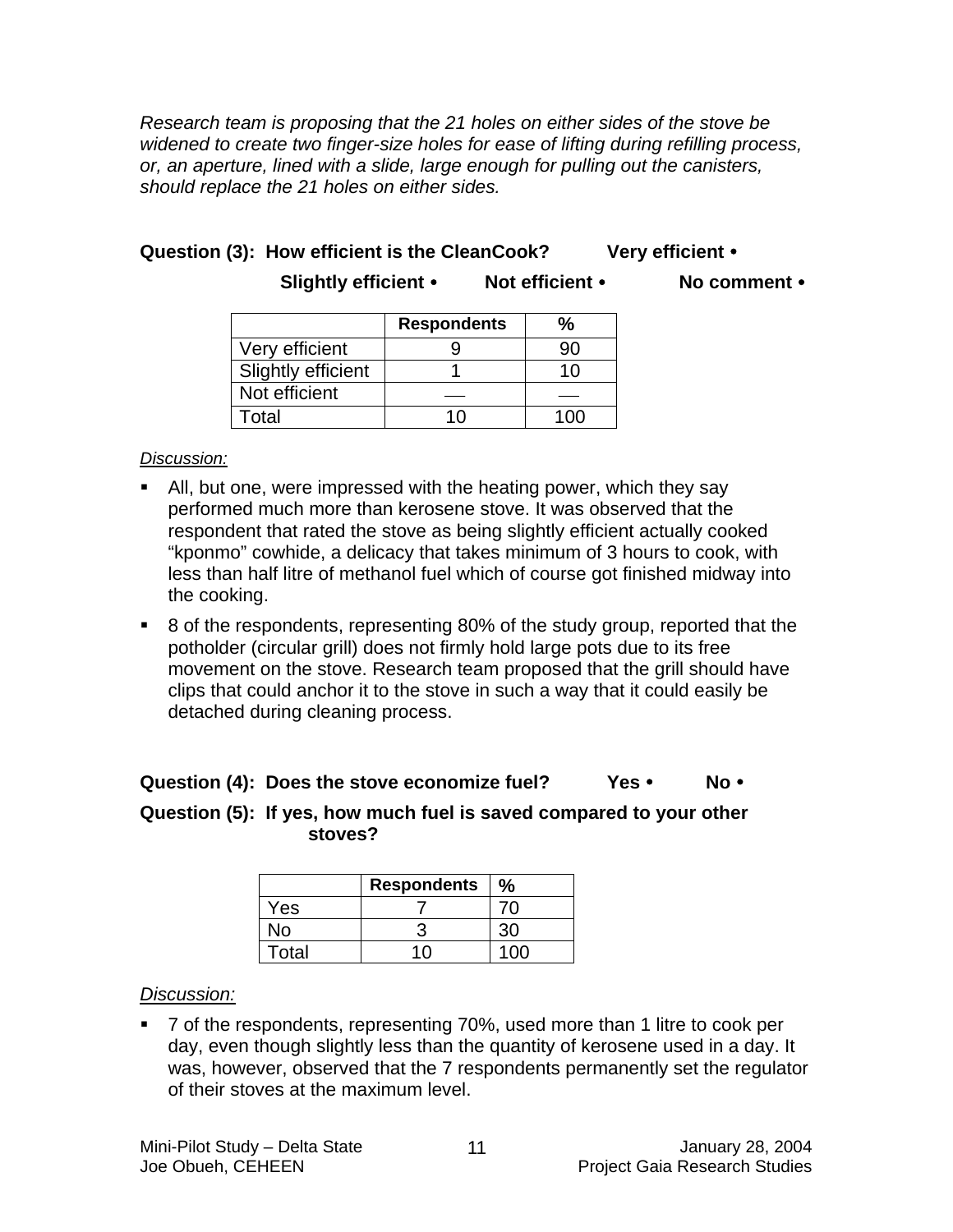*Research team is proposing that the 21 holes on either sides of the stove be widened to create two finger-size holes for ease of lifting during refilling process, or, an aperture, lined with a slide, large enough for pulling out the canisters, should replace the 21 holes on either sides.*

**Question (3): How efficient is the CleanCook? Very efficient • Slightly efficient • Not efficient • No comment •**

| | Respondents | % |
|---|---|---|
| Very efficient | 9 | 90 |
| Slightly efficient | 1 | 10 |
| Not efficient | — | — |
| Total | 10 | 100 |

*Discussion:*

- All, but one, were impressed with the heating power, which they say performed much more than kerosene stove. It was observed that the respondent that rated the stove as being slightly efficient actually cooked "kponmo" cowhide, a delicacy that takes minimum of 3 hours to cook, with less than half litre of methanol fuel which of course got finished midway into the cooking.
- 8 of the respondents, representing 80% of the study group, reported that the potholder (circular grill) does not firmly hold large pots due to its free movement on the stove. Research team proposed that the grill should have clips that could anchor it to the stove in such a way that it could easily be detached during cleaning process.

**Question (4): Does the stove economize fuel? Yes • No •**

**Question (5): If yes, how much fuel is saved compared to your other stoves?**

| | Respondents | % |
|---|---|---|
| Yes | 7 | 70 |
| No | 3 | 30 |
| Total | 10 | 100 |

*Discussion:*

- 7 of the respondents, representing 70%, used more than 1 litre to cook per day, even though slightly less than the quantity of kerosene used in a day. It was, however, observed that the 7 respondents permanently set the regulator of their stoves at the maximum level.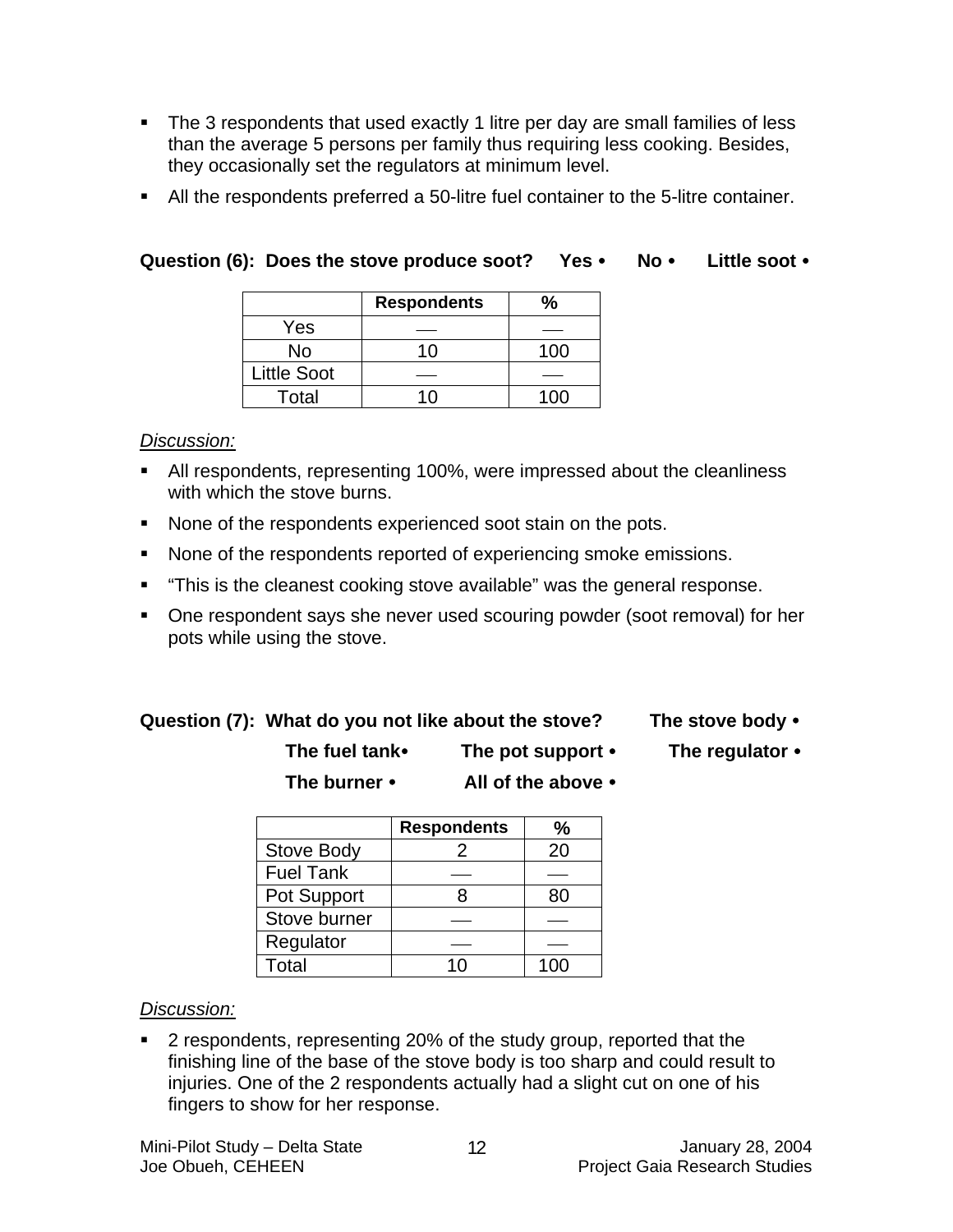- The 3 respondents that used exactly 1 litre per day are small families of less than the average 5 persons per family thus requiring less cooking. Besides, they occasionally set the regulators at minimum level.
- All the respondents preferred a 50-litre fuel container to the 5-litre container.

**Question (6): Does the stove produce soot? Yes • No • Little soot •**

| | Respondents | % |
|---|---|---|
| Yes | — | — |
| No | 10 | 100 |
| Little Soot | — | — |
| Total | 10 | 100 |

*Discussion:*

- All respondents, representing 100%, were impressed about the cleanliness with which the stove burns.
- None of the respondents experienced soot stain on the pots.
- None of the respondents reported of experiencing smoke emissions.
- "This is the cleanest cooking stove available" was the general response.
- One respondent says she never used scouring powder (soot removal) for her pots while using the stove.

**Question (7): What do you not like about the stove? The stove body • The fuel tank• The pot support • The regulator • The burner • All of the above •**

| | Respondents | % |
|---|---|---|
| Stove Body | 2 | 20 |
| Fuel Tank | — | — |
| Pot Support | 8 | 80 |
| Stove burner | — | — |
| Regulator | — | — |
| Total | 10 | 100 |

*Discussion:*

- 2 respondents, representing 20% of the study group, reported that the finishing line of the base of the stove body is too sharp and could result to injuries. One of the 2 respondents actually had a slight cut on one of his fingers to show for her response.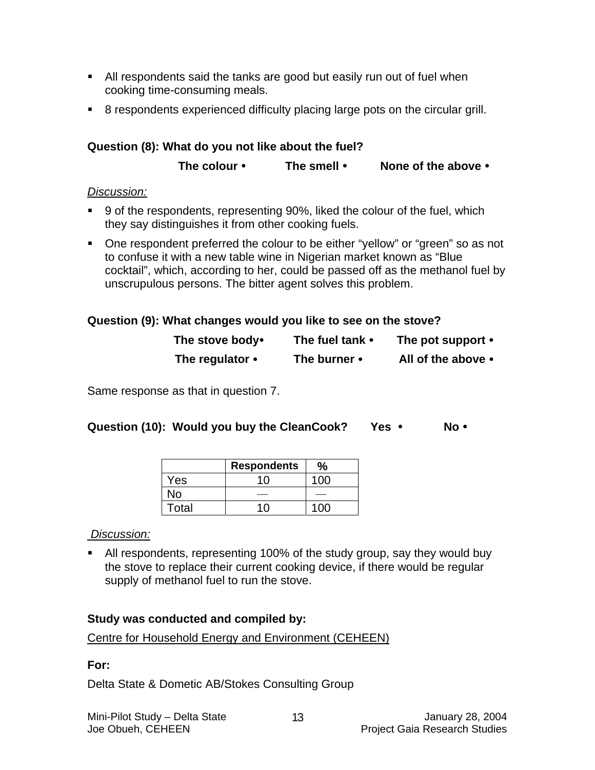- All respondents said the tanks are good but easily run out of fuel when cooking time-consuming meals.
- 8 respondents experienced difficulty placing large pots on the circular grill.

**Question (8): What do you not like about the fuel?**

**The colour •    The smell •    None of the above •**

*Discussion:*

- 9 of the respondents, representing 90%, liked the colour of the fuel, which they say distinguishes it from other cooking fuels.
- One respondent preferred the colour to be either "yellow" or "green" so as not to confuse it with a new table wine in Nigerian market known as "Blue cocktail", which, according to her, could be passed off as the methanol fuel by unscrupulous persons. The bitter agent solves this problem.

**Question (9): What changes would you like to see on the stove?**

**The stove body•    The fuel tank •    The pot support •**

**The regulator •    The burner •    All of the above •**

Same response as that in question 7.

**Question (10): Would you buy the CleanCook?    Yes •    No •**

| | Respondents | % |
|---|---|---|
| Yes | 10 | 100 |
| No | — | — |
| Total | 10 | 100 |

*Discussion:*

- All respondents, representing 100% of the study group, say they would buy the stove to replace their current cooking device, if there would be regular supply of methanol fuel to run the stove.

**Study was conducted and compiled by:**

Centre for Household Energy and Environment (CEHEEN)

**For:**

Delta State & Dometic AB/Stokes Consulting Group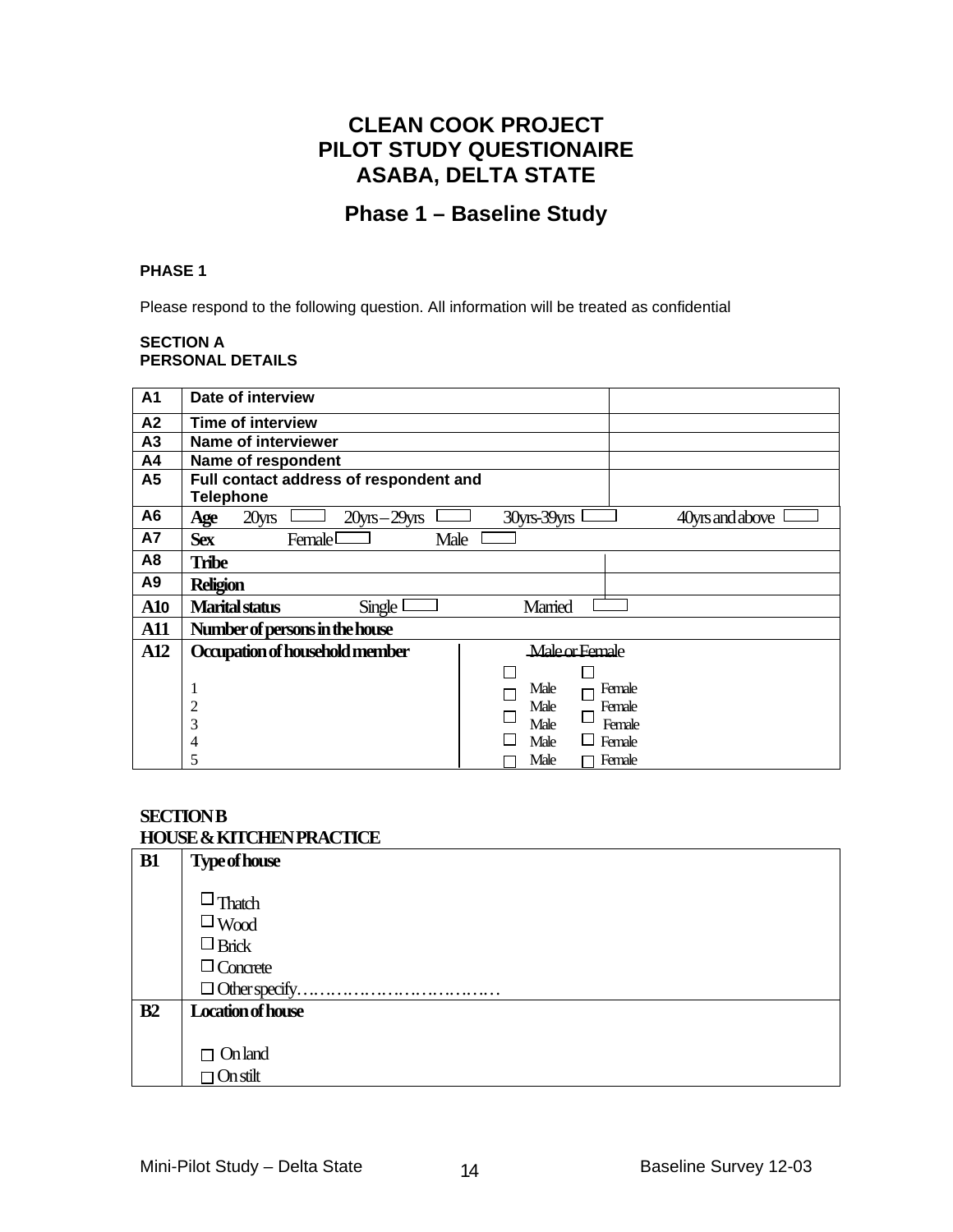# CLEAN COOK PROJECT
# PILOT STUDY QUESTIONAIRE
# ASABA, DELTA STATE

## Phase 1 – Baseline Study

**PHASE 1**

Please respond to the following question. All information will be treated as confidential

**SECTION A**
**PERSONAL DETAILS**

| | | |
|---|---|---|
| **A1** | **Date of interview** | |
| **A2** | **Time of interview** | |
| **A3** | **Name of interviewer** | |
| **A4** | **Name of respondent** | |
| **A5** | **Full contact address of respondent and Telephone** | |
| **A6** | **Age** 20yrs ☐ 20yrs – 29yrs ☐ 30yrs-39yrs ☐ 40yrs and above ☐ | |
| **A7** | **Sex** Female ☐ Male ☐ | |
| **A8** | **Tribe** | |
| **A9** | **Religion** | |
| **A10** | **Marital status** Single ☐ Married ☐ | |
| **A11** | **Number of persons in the house** | |
| **A12** | **Occupation of household member**<br>1<br>2<br>3<br>4<br>5 | Male or Female<br>☐ ☐<br>☐ Male ☐ Female<br>☐ Male ☐ Female<br>☐ Male ☐ Female<br>☐ Male ☐ Female<br>☐ Male ☐ Female |

**SECTION B**
**HOUSE & KITCHEN PRACTICE**

| | |
|---|---|
| **B1** | **Type of house**<br><br>☐ Thatch<br>☐ Wood<br>☐ Brick<br>☐ Concrete<br>☐ Other specify……………………………… |
| **B2** | **Location of house**<br><br>☐ On land<br>☐ On stilt |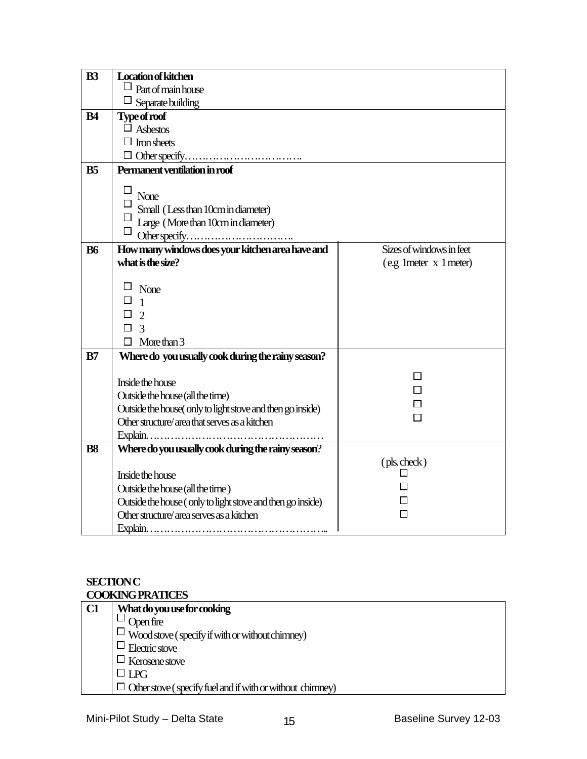| | | |
|---|---|---|
| **B3** | **Location of kitchen**<br>☐ Part of main house<br>☐ Separate building | |
| **B4** | **Type of roof**<br>☐ Asbestos<br>☐ Iron sheets<br>☐ Other specify………………………….. | |
| **B5** | **Permanent ventilation in roof**<br>☐ None<br>☐ Small ( Less than 10cm in diameter)<br>☐ Large ( More than 10cm in diameter)<br>☐ Other specify……………………….. | |
| **B6** | **How many windows does your kitchen area have and what is the size?**<br>☐ None<br>☐ 1<br>☐ 2<br>☐ 3<br>☐ More than 3 | Sizes of windows in feet<br>( e.g 1meter x 1 meter) |
| **B7** | **Where do you usually cook during the rainy season?**<br>Inside the house<br>Outside the house (all the time)<br>Outside the house( only to light stove and then go inside)<br>Other structure/area that serves as a kitchen<br>Explain………………………………………… | ☐<br>☐<br>☐<br>☐ |
| **B8** | **Where do you usually cook during the rainy season**?<br>Inside the house<br>Outside the house (all the time )<br>Outside the house ( only to light stove and then go inside)<br>Other structure/area serves as a kitchen<br>Explain……………………………………………... | ( pls. check )<br>☐<br>☐<br>☐<br>☐ |

**SECTION C**

**COOKING PRATICES**

| | |
|---|---|
| **C1** | **What do you use for cooking**<br>☐ Open fire<br>☐ Wood stove ( specify if with or without chimney)<br>☐ Electric stove<br>☐ Kerosene stove<br>☐ LPG<br>☐ Other stove ( specify fuel and if with or without chimney) |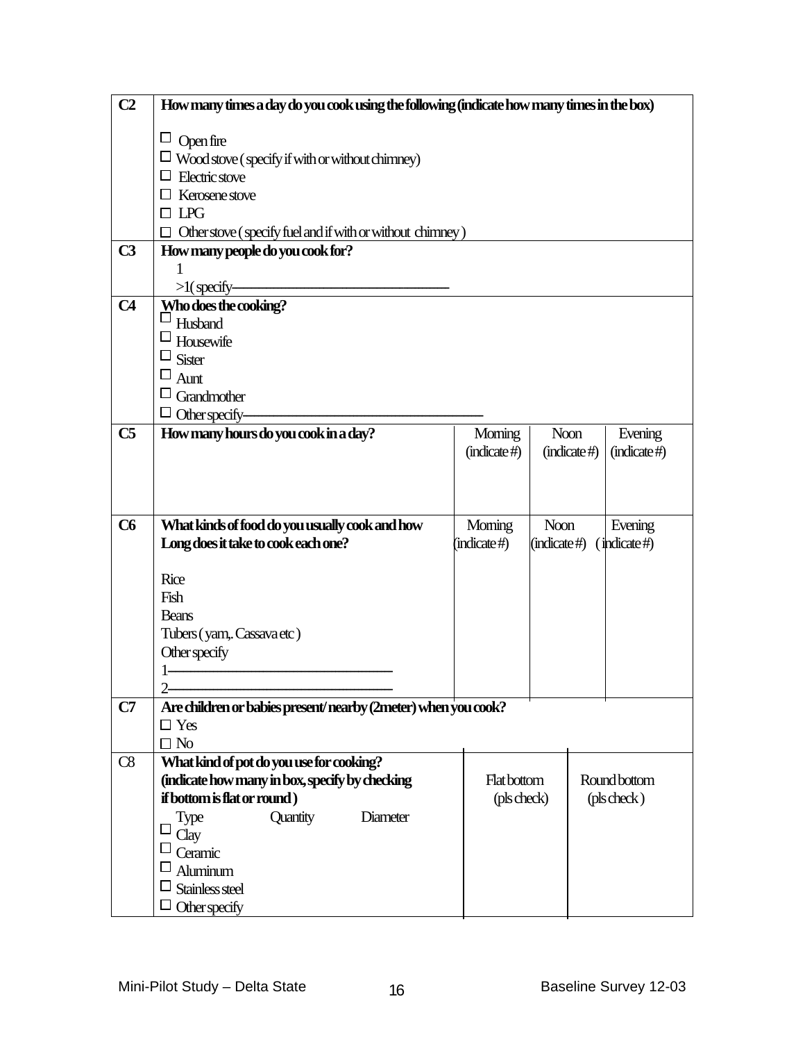| | | | | |
|---|---|---|---|---|
| **C2** | **How many times a day do you cook using the following (indicate how many times in the box)**<br><br>☐ Open fire<br>☐ Wood stove ( specify if with or without chimney)<br>☐ Electric stove<br>☐ Kerosene stove<br>☐ LPG<br>☐ Other stove ( specify fuel and if with or without chimney ) | | | |
| **C3** | **How many people do you cook for?**<br>1<br>>1( specify————————————— | | | |
| **C4** | **Who does the cooking?**<br>☐ Husband<br>☐ Housewife<br>☐ Sister<br>☐ Aunt<br>☐ Grandmother<br>☐ Other specify——————————————— | | | |
| **C5** | **How many hours do you cook in a day?** | Morning (indicate #) | Noon (indicate #) | Evening (indicate #) |
| **C6** | **What kinds of food do you usually cook and how Long does it take to cook each one?**<br><br>Rice<br>Fish<br>Beans<br>Tubers ( yam,. Cassava etc )<br>Other specify<br>1——————————————<br>2—————————————— | Morning (indicate #) | Noon (indicate #) | Evening ( indicate #) |
| **C7** | **Are children or babies present/ nearby (2meter) when you cook?**<br>☐ Yes<br>☐ No | | | |
| C8 | **What kind of pot do you use for cooking? (indicate how many in box, specify by checking if bottom is flat or round )**<br>Type Quantity Diameter<br>☐ Clay<br>☐ Ceramic<br>☐ Aluminum<br>☐ Stainless steel<br>☐ Other specify | Flat bottom (pls check) | Round bottom (pls check ) | |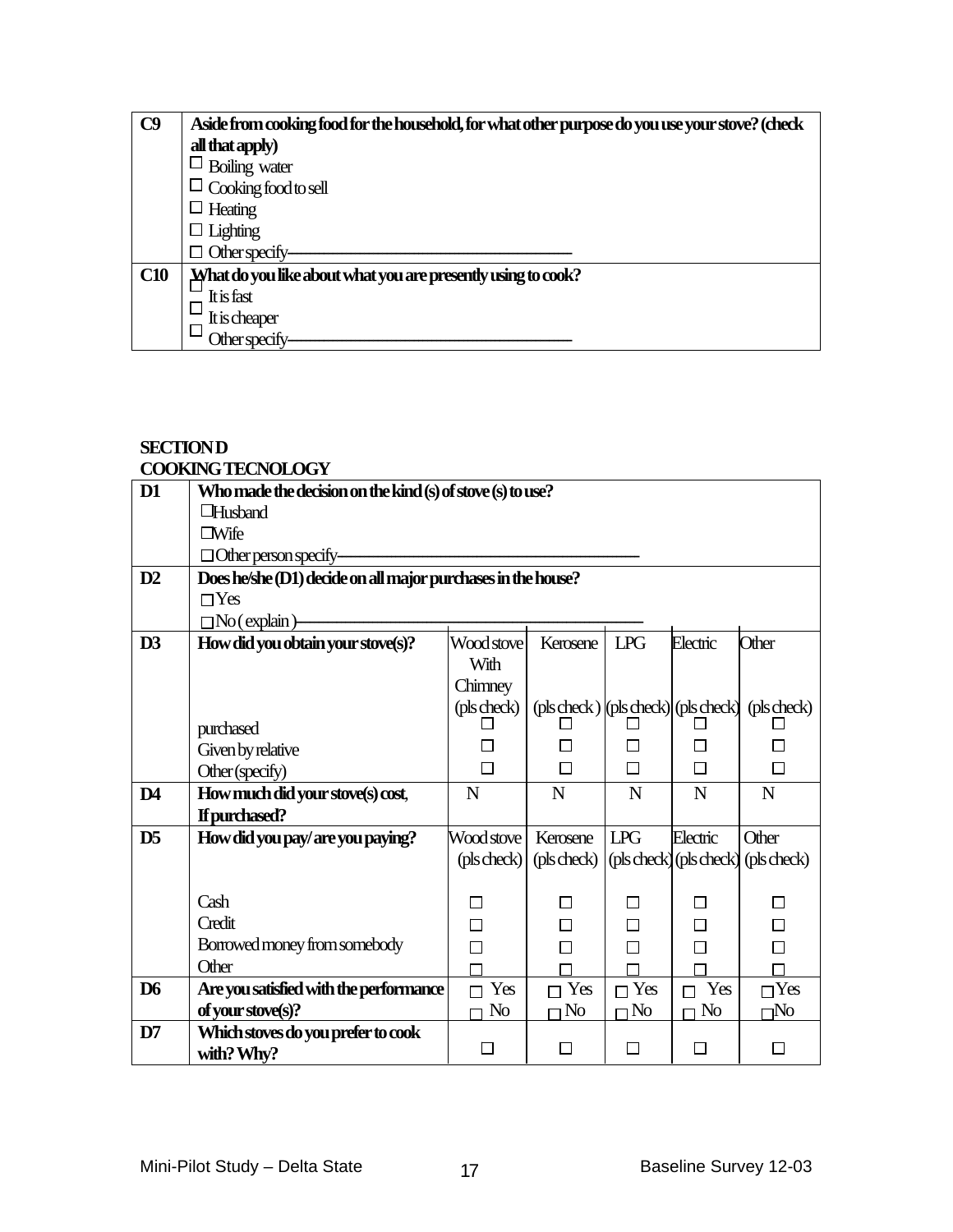| | |
|---|---|
| **C9** | **Aside from cooking food for the household, for what other purpose do you use your stove? (check all that apply)**<br>☐ Boiling water<br>☐ Cooking food to sell<br>☐ Heating<br>☐ Lighting<br>☐ Other specify———————————————— |
| **C10** | **What do you like about what you are presently using to cook?**<br>☐ It is fast<br>☐ It is cheaper<br>☐ Other specify———————————————— |

**SECTION D**
**COOKING TECNOLOGY**

| | | | | | | |
|---|---|---|---|---|---|---|
| **D1** | **Who made the decision on the kind (s) of stove (s) to use?**<br>☐Husband<br>☐Wife<br>☐Other person specify———————————————— | | | | | |
| **D2** | **Does he/she (D1) decide on all major purchases in the house?**<br>☐Yes<br>☐No ( explain )———————————————— | | | | | |
| **D3** | **How did you obtain your stove(s)?** | Wood stove With Chimney (pls check) | Kerosene (pls check ) | LPG (pls check) | Electric (pls check) | Other (pls check) |
| | purchased | ☐ | ☐ | ☐ | ☐ | ☐ |
| | Given by relative | ☐ | ☐ | ☐ | ☐ | ☐ |
| | Other (specify) | ☐ | ☐ | ☐ | ☐ | ☐ |
| **D4** | **How much did your stove(s) cost, If purchased?** | N | N | N | N | N |
| **D5** | **How did you pay/ are you paying?** | Wood stove (pls check) | Kerosene (pls check) | LPG (pls check) | Electric (pls check) | Other (pls check) |
| | Cash | ☐ | ☐ | ☐ | ☐ | ☐ |
| | Credit | ☐ | ☐ | ☐ | ☐ | ☐ |
| | Borrowed money from somebody | ☐ | ☐ | ☐ | ☐ | ☐ |
| | Other | ☐ | ☐ | ☐ | ☐ | ☐ |
| **D6** | **Are you satisfied with the performance of your stove(s)?** | ☐ Yes ☐ No | ☐ Yes ☐ No | ☐ Yes ☐ No | ☐ Yes ☐ No | ☐ Yes ☐ No |
| **D7** | **Which stoves do you prefer to cook with? Why?** | ☐ | ☐ | ☐ | ☐ | ☐ |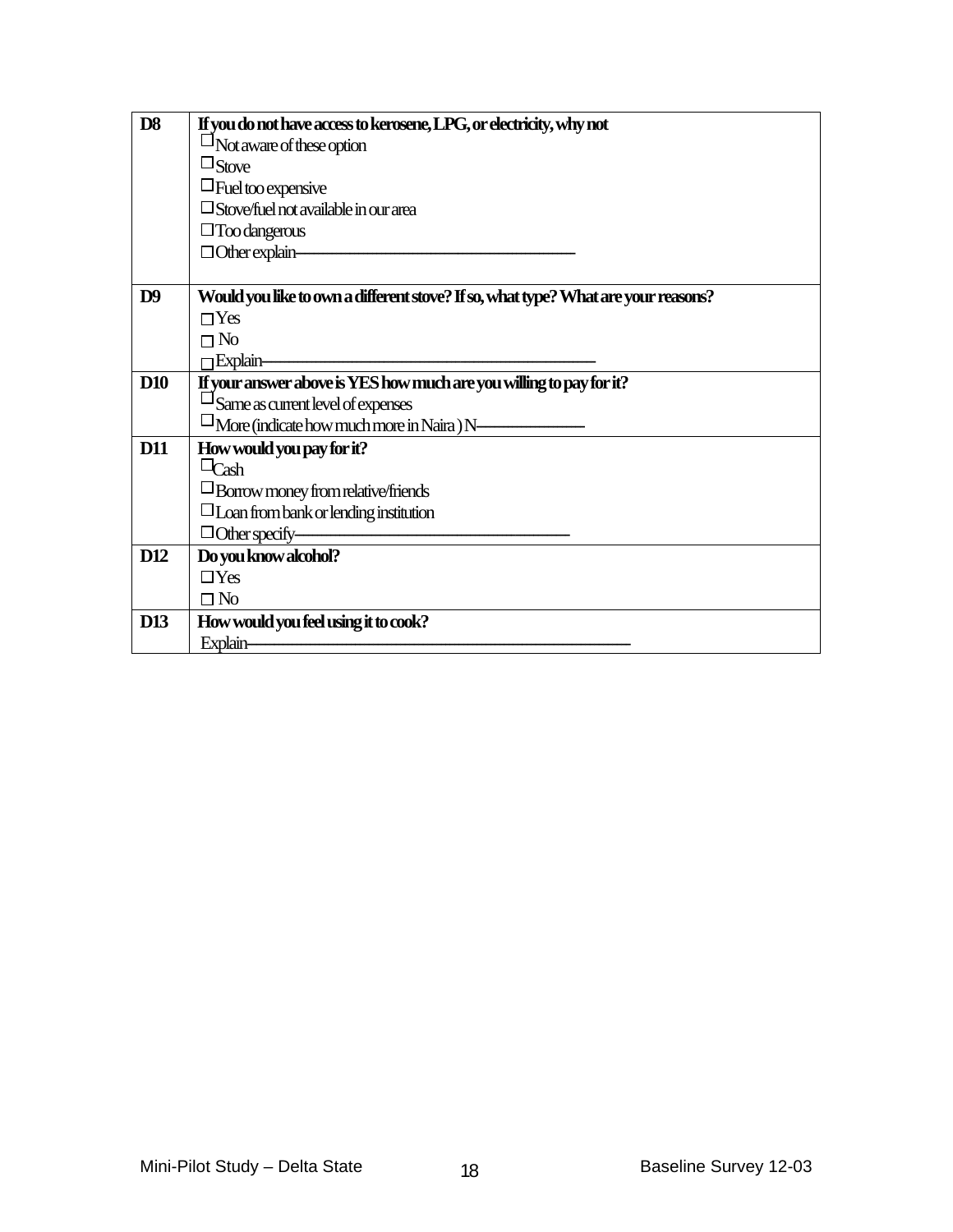| | |
|---|---|
| **D8** | **If you do not have access to kerosene, LPG, or electricity, why not**<br>☐Not aware of these option<br>☐Stove<br>☐Fuel too expensive<br>☐Stove/fuel not available in our area<br>☐Too dangerous<br>☐Other explain——————————————— |
| **D9** | **Would you like to own a different stove? If so, what type? What are your reasons?**<br>☐Yes<br>☐ No<br>☐Explain————————————————— |
| **D10** | **If your answer above is YES how much are you willing to pay for it?**<br>☐Same as current level of expenses<br>☐More (indicate how much more in Naira ) N—————— |
| **D11** | **How would you pay for it?**<br>☐Cash<br>☐Borrow money from relative/friends<br>☐Loan from bank or lending institution<br>☐Other specify——————————————— |
| **D12** | **Do you know alcohol?**<br>☐Yes<br>☐ No |
| **D13** | **How would you feel using it to cook?**<br>Explain—————————————————— |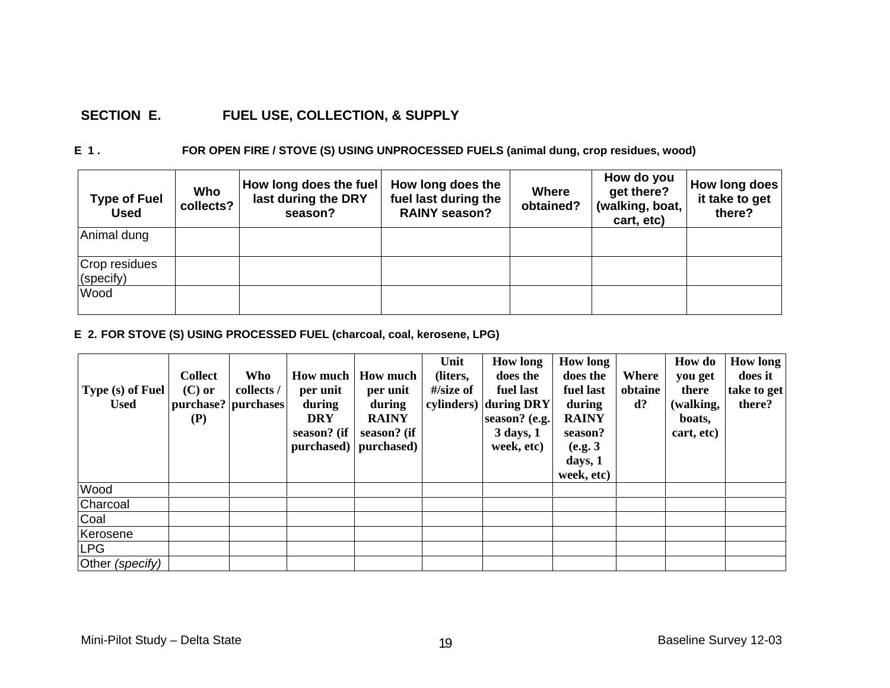## SECTION E. FUEL USE, COLLECTION, & SUPPLY

### E 1. FOR OPEN FIRE / STOVE (S) USING UNPROCESSED FUELS (animal dung, crop residues, wood)

| Type of Fuel Used | Who collects? | How long does the fuel last during the DRY season? | How long does the fuel last during the RAINY season? | Where obtained? | How do you get there? (walking, boat, cart, etc) | How long does it take to get there? |
|---|---|---|---|---|---|---|
| Animal dung | | | | | | |
| Crop residues (specify) | | | | | | |
| Wood | | | | | | |

### E 2. FOR STOVE (S) USING PROCESSED FUEL (charcoal, coal, kerosene, LPG)

| Type (s) of Fuel Used | Collect (C) or purchase? (P) | Who collects / purchases | How much per unit during DRY season? (if purchased) | How much per unit during RAINY season? (if purchased) | Unit (liters, #/size of cylinders) | How long does the fuel last during DRY season? (e.g. 3 days, 1 week, etc) | How long does the fuel last during RAINY season? (e.g. 3 days, 1 week, etc) | Where obtained? | How do you get there (walking, boats, cart, etc) | How long does it take to get there? |
|---|---|---|---|---|---|---|---|---|---|---|
| Wood | | | | | | | | | | |
| Charcoal | | | | | | | | | | |
| Coal | | | | | | | | | | |
| Kerosene | | | | | | | | | | |
| LPG | | | | | | | | | | |
| Other *(specify)* | | | | | | | | | | |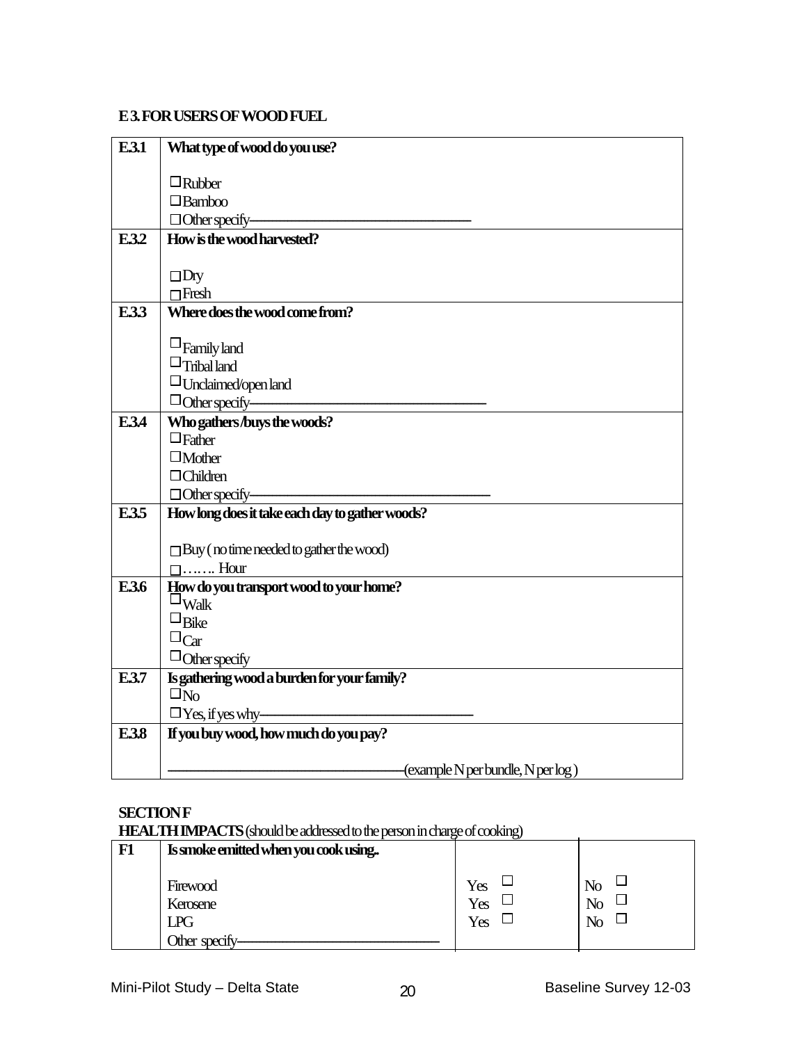### E 3. FOR USERS OF WOOD FUEL

| | |
|---|---|
| **E.3.1** | **What type of wood do you use?**<br><br>☐ Rubber<br>☐ Bamboo<br>☐ Other specify———————————— |
| **E.3.2** | **How is the wood harvested?**<br><br>☐ Dry<br>☐ Fresh |
| **E.3.3** | **Where does the wood come from?**<br><br>☐ Family land<br>☐ Tribal land<br>☐ Unclaimed/open land<br>☐ Other specify———————————— |
| **E.3.4** | **Who gathers /buys the woods?**<br>☐ Father<br>☐ Mother<br>☐ Children<br>☐ Other specify———————————— |
| **E.3.5** | **How long does it take each day to gather woods?**<br><br>☐ Buy ( no time needed to gather the wood)<br>☐ ……. Hour |
| **E.3.6** | **How do you transport wood to your home?**<br>☐ Walk<br>☐ Bike<br>☐ Car<br>☐ Other specify |
| **E.3.7** | **Is gathering wood a burden for your family?**<br>☐ No<br>☐ Yes, if yes why———————————— |
| **E.3.8** | **If you buy wood, how much do you pay?**<br><br>————————————(example N per bundle, N per log ) |

### SECTION F

**HEALTH IMPACTS** (should be addressed to the person in charge of cooking)

| **F1** | **Is smoke emitted when you cook using..** | | |
|---|---|---|---|
| | Firewood | Yes ☐ | No ☐ |
| | Kerosene | Yes ☐ | No ☐ |
| | LPG | Yes ☐ | No ☐ |
| | Other specify———————————— | | |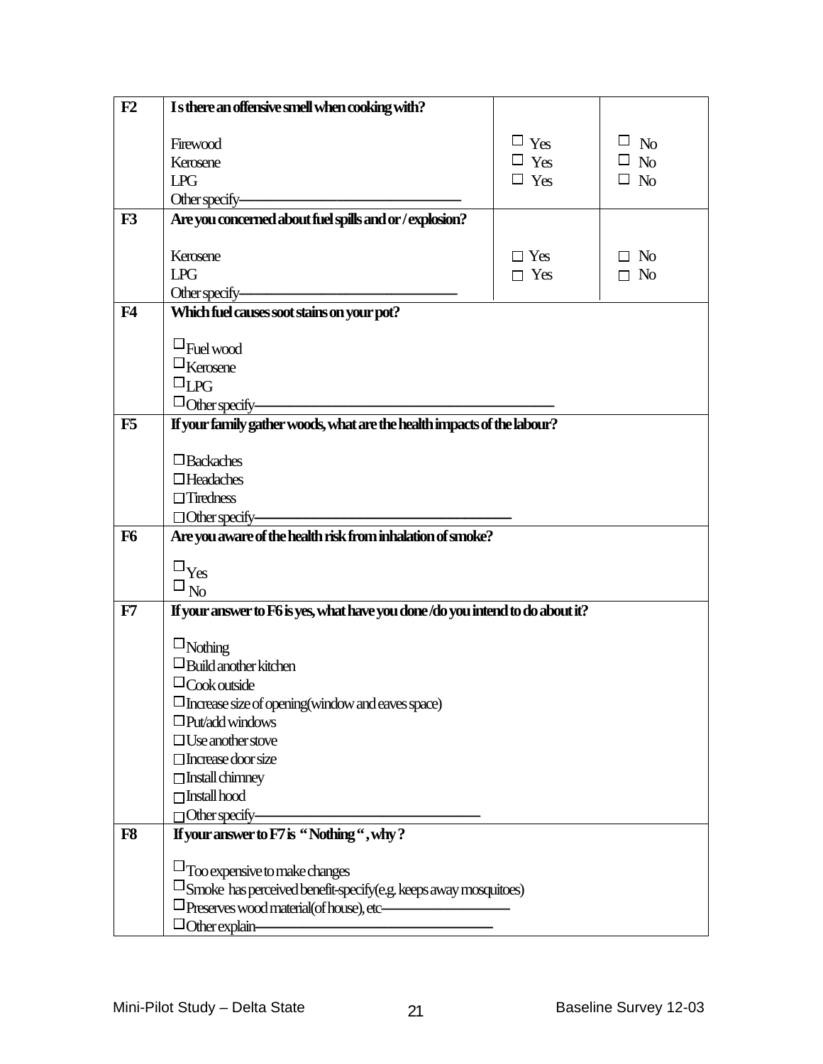| | | | |
|---|---|---|---|
| **F2** | **Is there an offensive smell when cooking with?** | | |
| | Firewood | ☐ Yes | ☐ No |
| | Kerosene | ☐ Yes | ☐ No |
| | LPG | ☐ Yes | ☐ No |
| | Other specify———————————— | | |
| **F3** | **Are you concerned about fuel spills and or / explosion?** | | |
| | Kerosene | ☐ Yes | ☐ No |
| | LPG | ☐ Yes | ☐ No |
| | Other specify———————————— | | |
| **F4** | **Which fuel causes soot stains on your pot?**<br>☐ Fuel wood<br>☐ Kerosene<br>☐ LPG<br>☐ Other specify———————————— | | |
| **F5** | **If your family gather woods, what are the health impacts of the labour?**<br>☐ Backaches<br>☐ Headaches<br>☐ Tiredness<br>☐ Other specify———————————— | | |
| **F6** | **Are you aware of the health risk from inhalation of smoke?**<br>☐ Yes<br>☐ No | | |
| **F7** | **If your answer to F6 is yes, what have you done /do you intend to do about it?**<br>☐ Nothing<br>☐ Build another kitchen<br>☐ Cook outside<br>☐ Increase size of opening(window and eaves space)<br>☐ Put/add windows<br>☐ Use another stove<br>☐ Increase door size<br>☐ Install chimney<br>☐ Install hood<br>☐ Other specify———————————— | | |
| **F8** | **If your answer to F7 is "Nothing", why?**<br>☐ Too expensive to make changes<br>☐ Smoke has perceived benefit-specify(e.g. keeps away mosquitoes)<br>☐ Preserves wood material(of house), etc————————<br>☐ Other explain———————————— | | |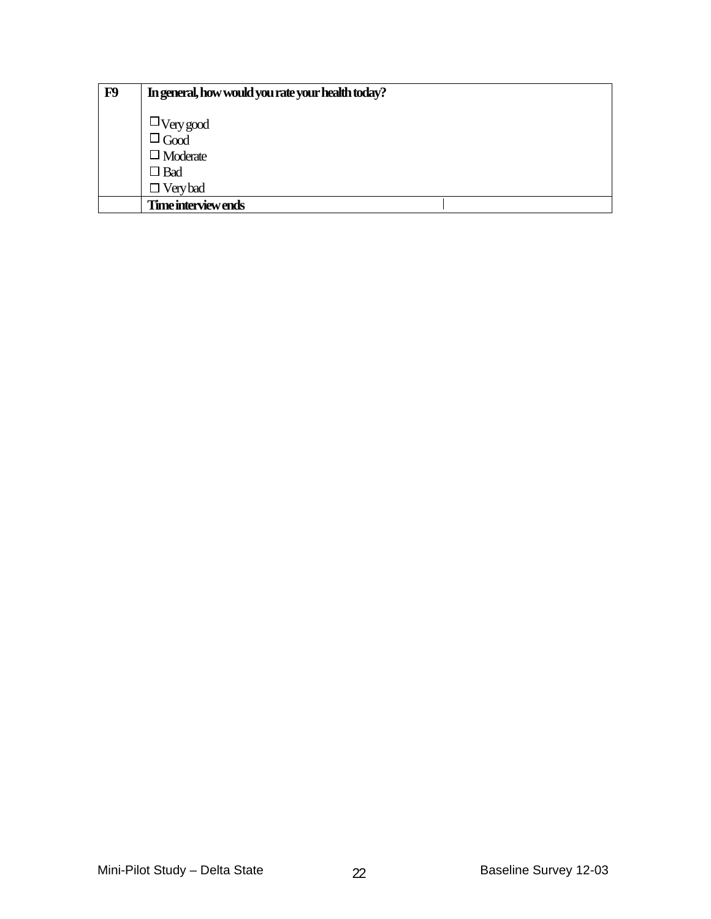| | |
|---|---|
| **F9** | **In general, how would you rate your health today?**<br><br>☐ Very good<br>☐ Good<br>☐ Moderate<br>☐ Bad<br>☐ Very bad |
| | **Time interview ends** |